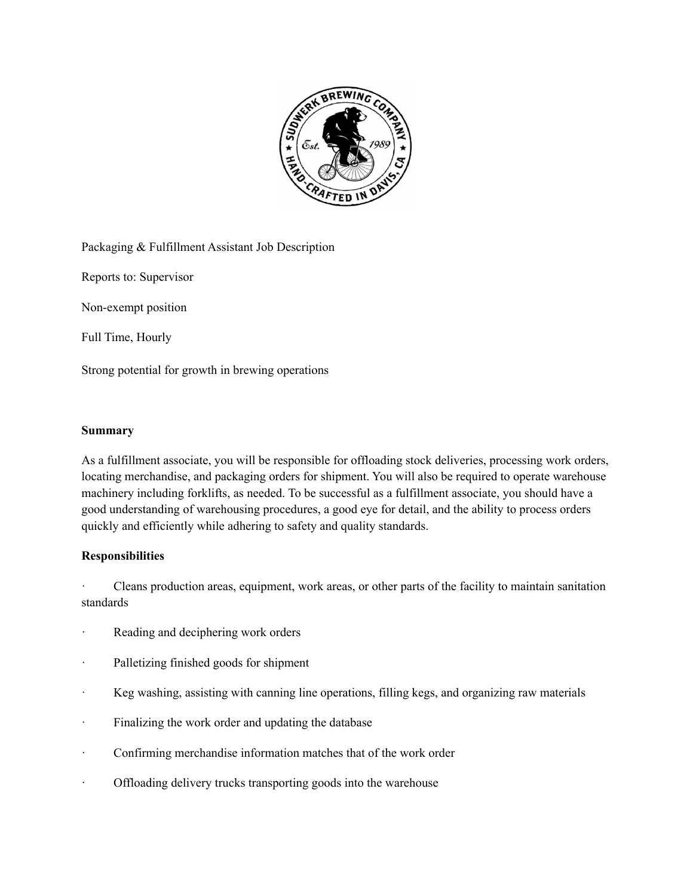Packaging & Fulfillment Assistant Job Description

Reports to: Supervisor

Non-exempt position

Full Time, Hourly

Strong potential for growth in brewing operations

**Summary**

As a fulfillment associate, you will be responsible for offloading stock deliveries, processing work orders, locating merchandise, and packaging orders for shipment. You will also be required to operate warehouse machinery including forklifts, as needed. To be successful as a fulfillment associate, you should have a good understanding of warehousing procedures, a good eye for detail, and the ability to process orders quickly and efficiently while adhering to safety and quality standards.

**Responsibilities**

- Cleans production areas, equipment, work areas, or other parts of the facility to maintain sanitation standards
- Reading and deciphering work orders
- Palletizing finished goods for shipment
- Keg washing, assisting with canning line operations, filling kegs, and organizing raw materials
- Finalizing the work order and updating the database
- Confirming merchandise information matches that of the work order
- Offloading delivery trucks transporting goods into the warehouse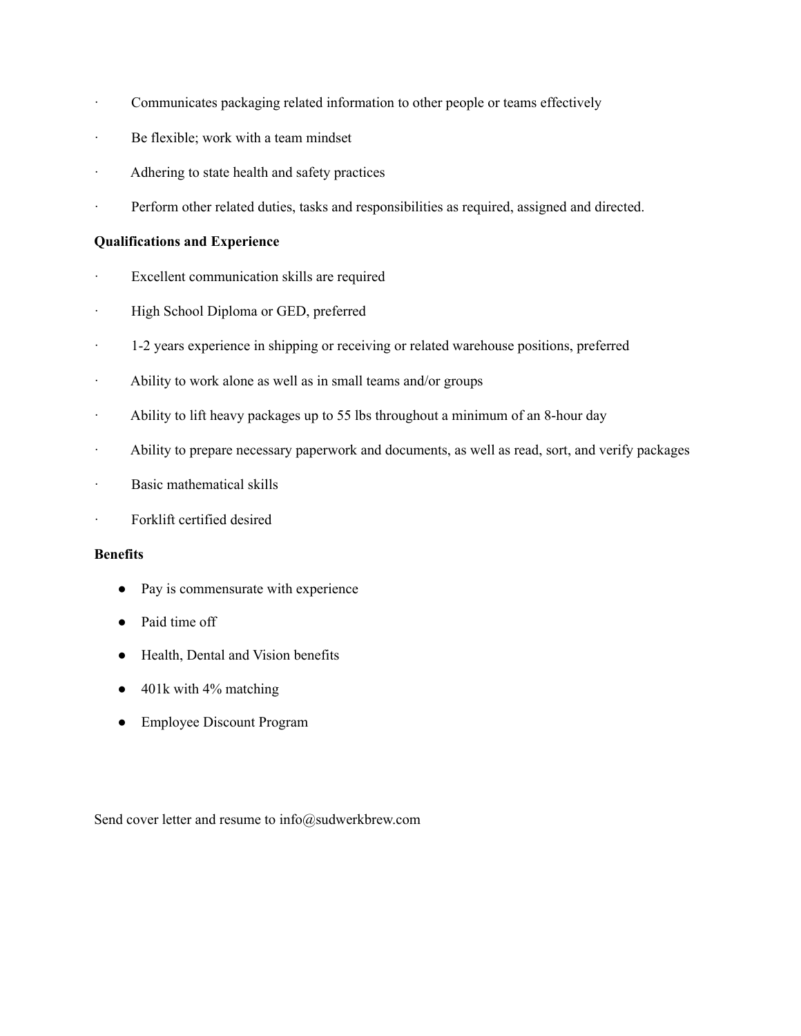- Communicates packaging related information to other people or teams effectively
- Be flexible; work with a team mindset
- Adhering to state health and safety practices
- Perform other related duties, tasks and responsibilities as required, assigned and directed.

**Qualifications and Experience**

- Excellent communication skills are required
- High School Diploma or GED, preferred
- 1-2 years experience in shipping or receiving or related warehouse positions, preferred
- Ability to work alone as well as in small teams and/or groups
- Ability to lift heavy packages up to 55 lbs throughout a minimum of an 8-hour day
- Ability to prepare necessary paperwork and documents, as well as read, sort, and verify packages
- Basic mathematical skills
- Forklift certified desired

**Benefits**

- Pay is commensurate with experience
- Paid time off
- Health, Dental and Vision benefits
- 401k with 4% matching
- Employee Discount Program

Send cover letter and resume to info@sudwerkbrew.com